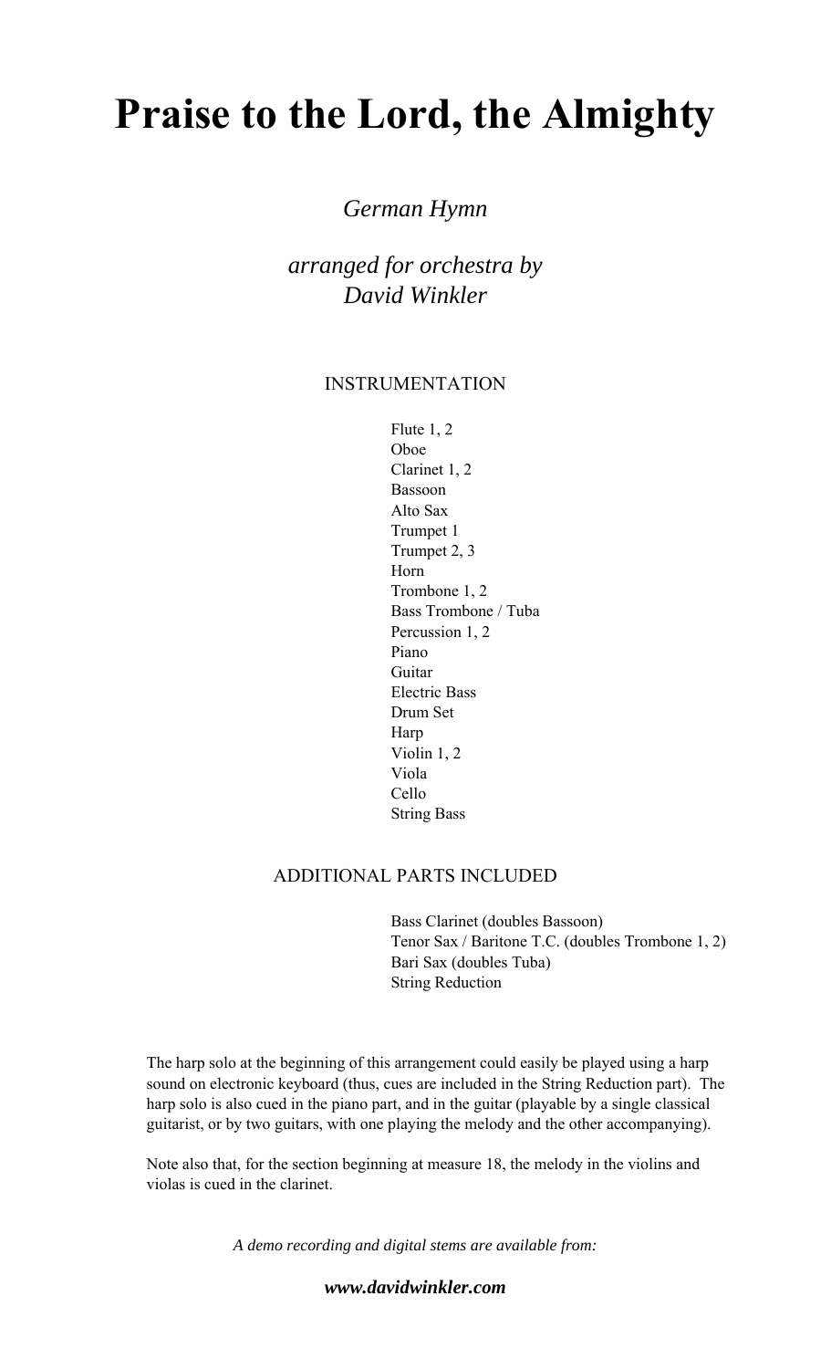# Praise to the Lord, the Almighty

*German Hymn*

*arranged for orchestra by*
*David Winkler*

INSTRUMENTATION

Flute 1, 2
Oboe
Clarinet 1, 2
Bassoon
Alto Sax
Trumpet 1
Trumpet 2, 3
Horn
Trombone 1, 2
Bass Trombone / Tuba
Percussion 1, 2
Piano
Guitar
Electric Bass
Drum Set
Harp
Violin 1, 2
Viola
Cello
String Bass

ADDITIONAL PARTS INCLUDED

Bass Clarinet (doubles Bassoon)
Tenor Sax / Baritone T.C. (doubles Trombone 1, 2)
Bari Sax (doubles Tuba)
String Reduction

The harp solo at the beginning of this arrangement could easily be played using a harp sound on electronic keyboard (thus, cues are included in the String Reduction part). The harp solo is also cued in the piano part, and in the guitar (playable by a single classical guitarist, or by two guitars, with one playing the melody and the other accompanying).

Note also that, for the section beginning at measure 18, the melody in the violins and violas is cued in the clarinet.

*A demo recording and digital stems are available from:*

***www.davidwinkler.com***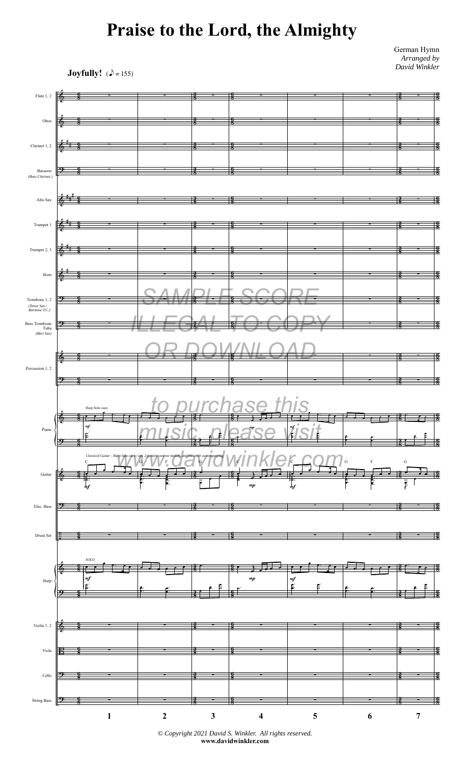# Praise to the Lord, the Almighty

German Hymn
*Arranged by*
*David Winkler*

**Joyfully!** (♪ = 155)

SAMPLE SCORE
ILLEGAL TO COPY
OR DOWNLOAD

to purchase this
music, please visit
www.davidwinkler.com

*© Copyright 2021 David S. Winkler. All rights reserved.*
**www.davidwinkler.com**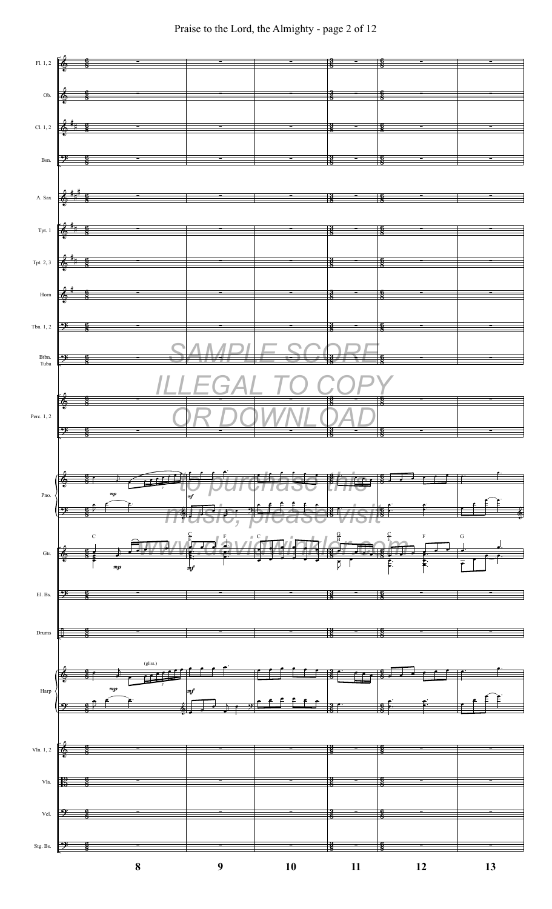SAMPLE SCORE

ILLEGAL TO COPY

OR DOWNLOAD

to purchase this music, please visit www.davidwinkler.com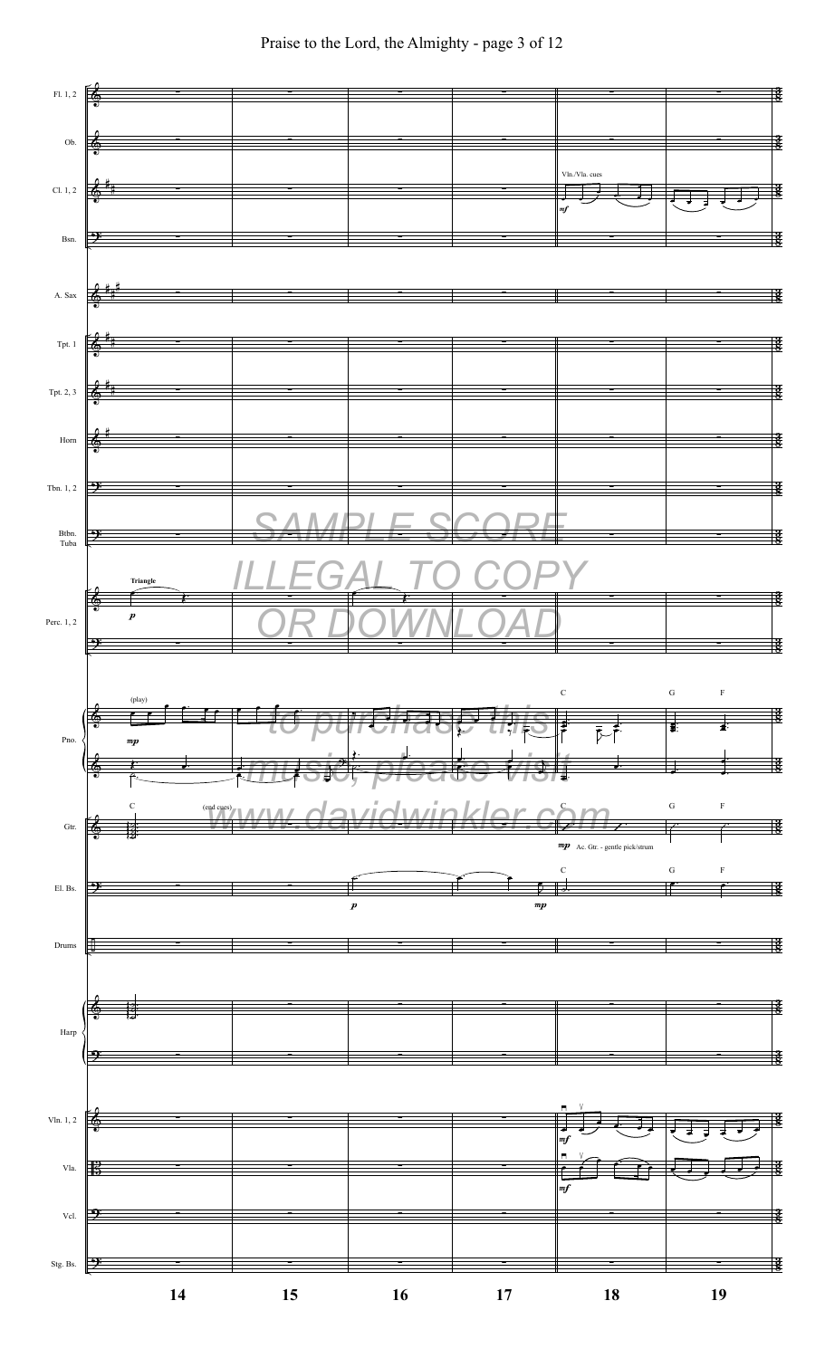SAMPLE SCORE

ILLEGAL TO COPY

OR DOWNLOAD

to purchase this music, please visit www.davidwinkler.com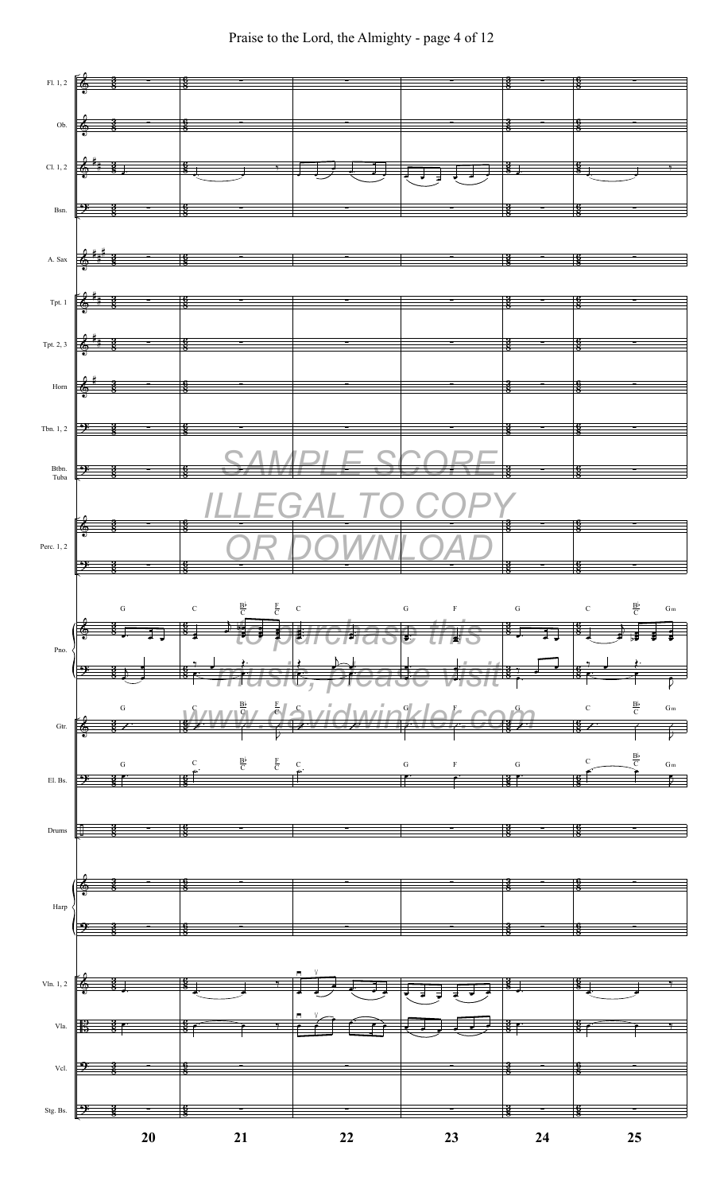Praise to the Lord, the Almighty - page 4 of 12

SAMPLE SCORE

ILLEGAL TO COPY

OR DOWNLOAD

to purchase this

music, please visit

www.davidwinkler.com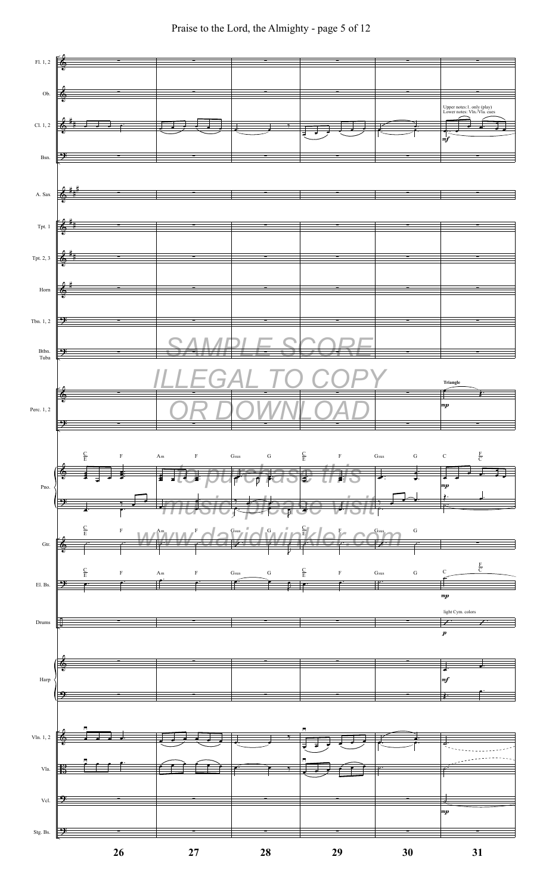SAMPLE SCORE

ILLEGAL TO COPY

OR DOWNLOAD

to purchase this music, please visit www.davidwinkler.com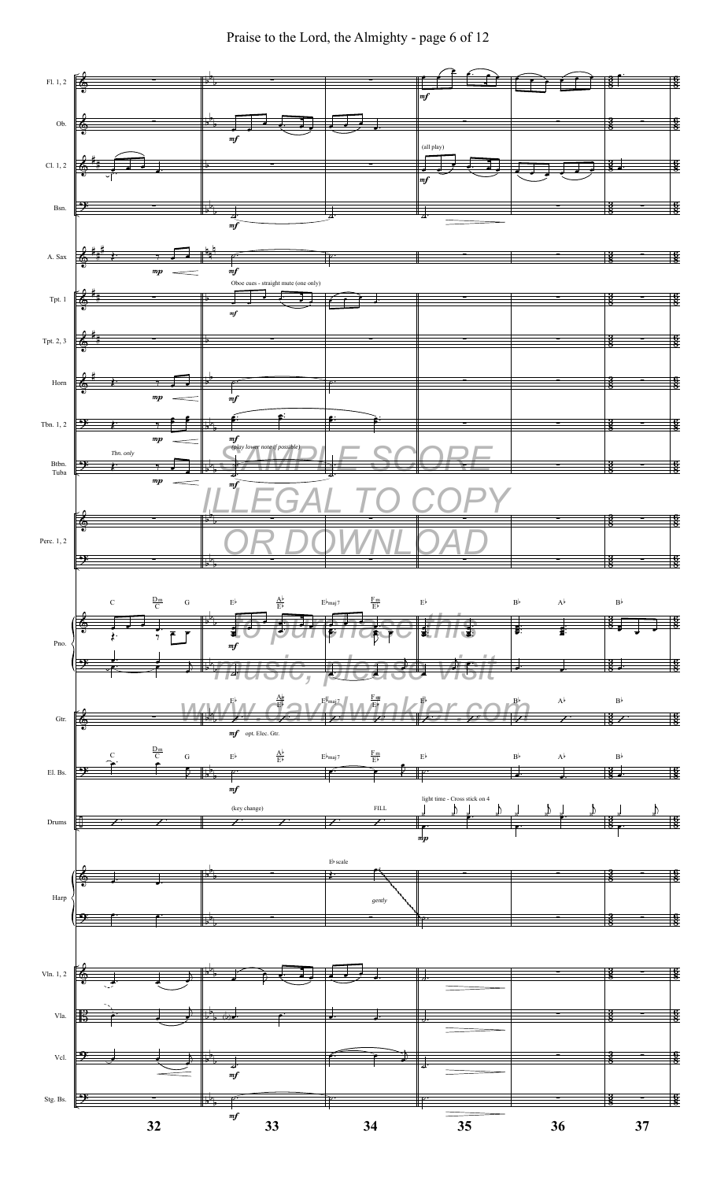SAMPLE SCORE

ILLEGAL TO COPY

OR DOWNLOAD

To purchase this music, please visit www.davidwinkler.com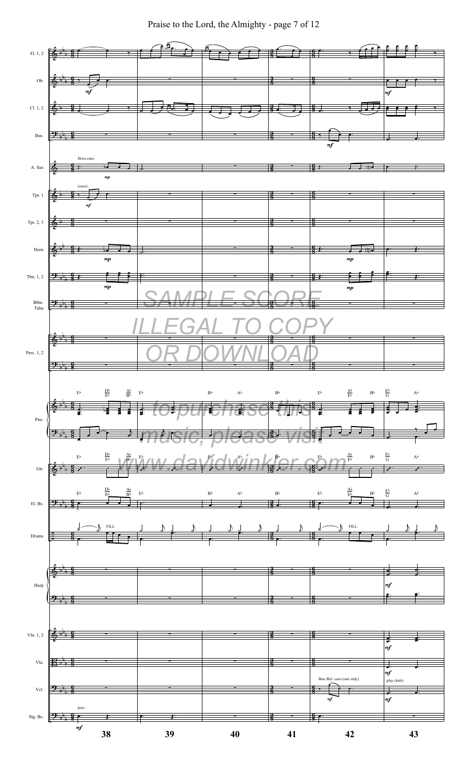SAMPLE SCORE

ILLEGAL TO COPY

OR DOWNLOAD

to purchase this music, please visit www.davidwinkler.com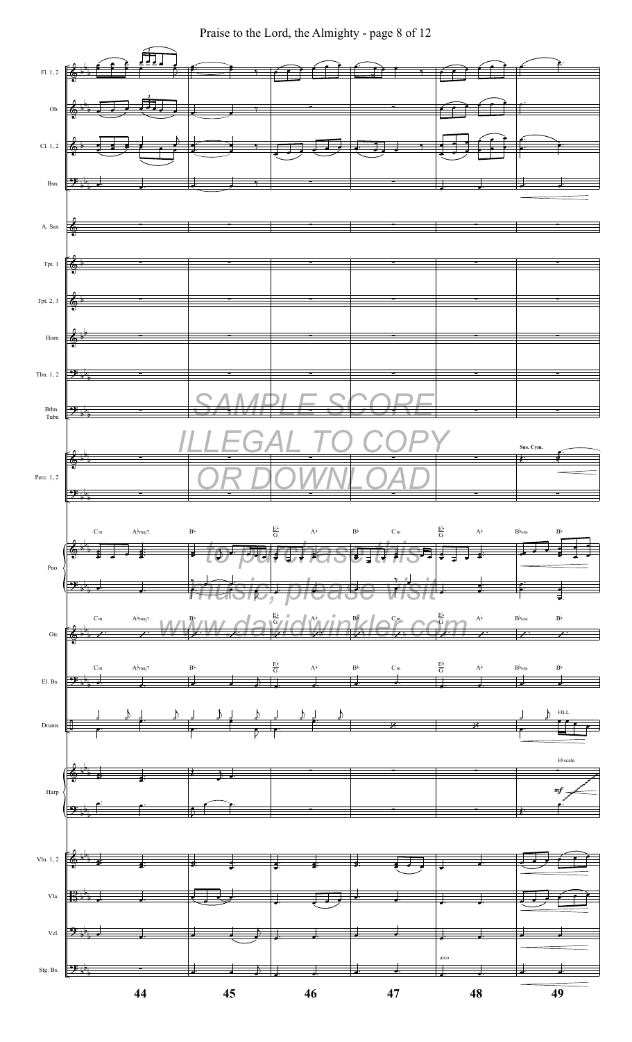Praise to the Lord, the Almighty - page 8 of 12

SAMPLE SCORE
ILLEGAL TO COPY
OR DOWNLOAD

to purchase this music, please visit www.davidwinkler.com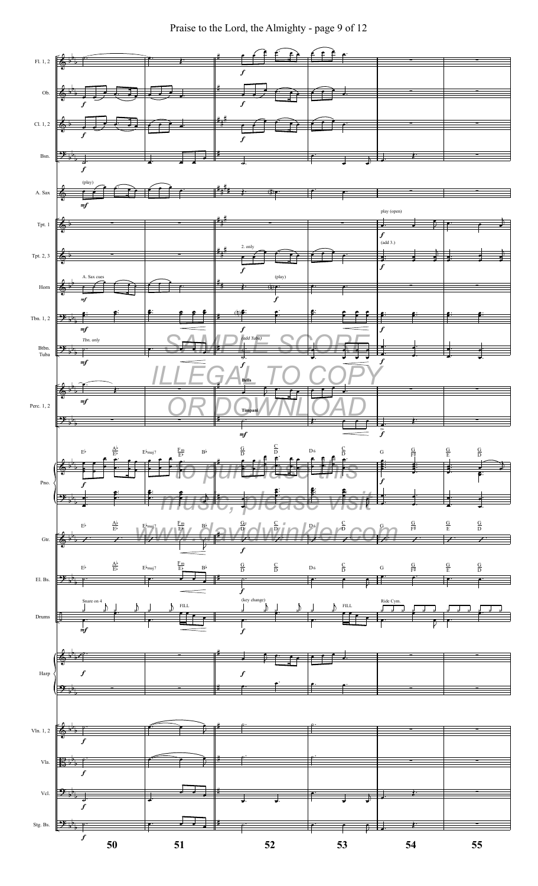SAMPLE SCORE
ILLEGAL TO COPY
OR DOWNLOAD

to purchase this music, please visit www.davidwinkler.com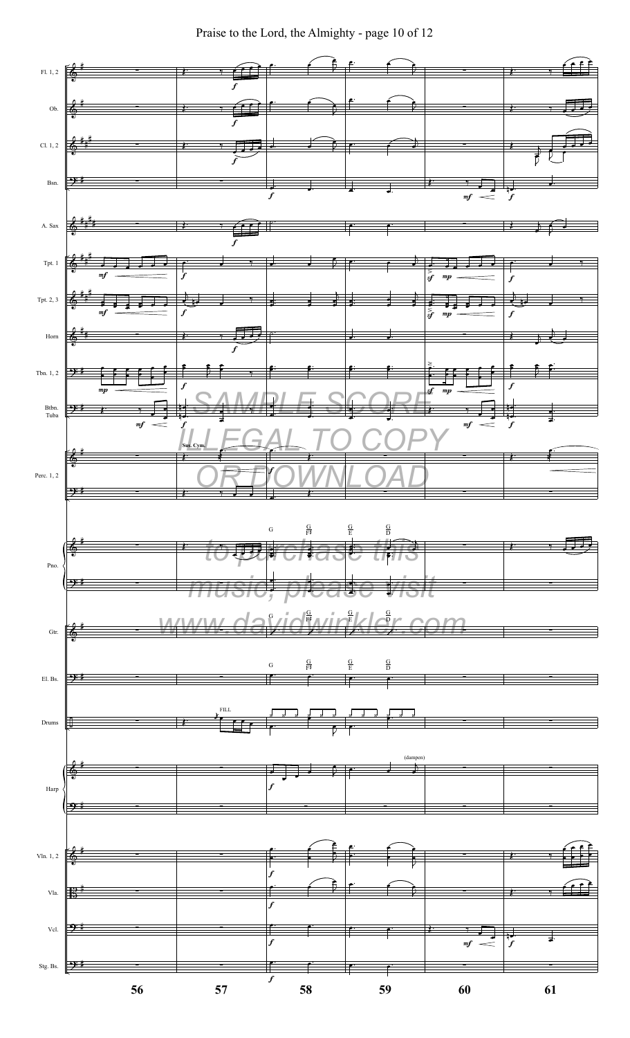SAMPLE SCORE

ILLEGAL TO COPY OR DOWNLOAD

to purchase this music, please visit www.davidwinkler.com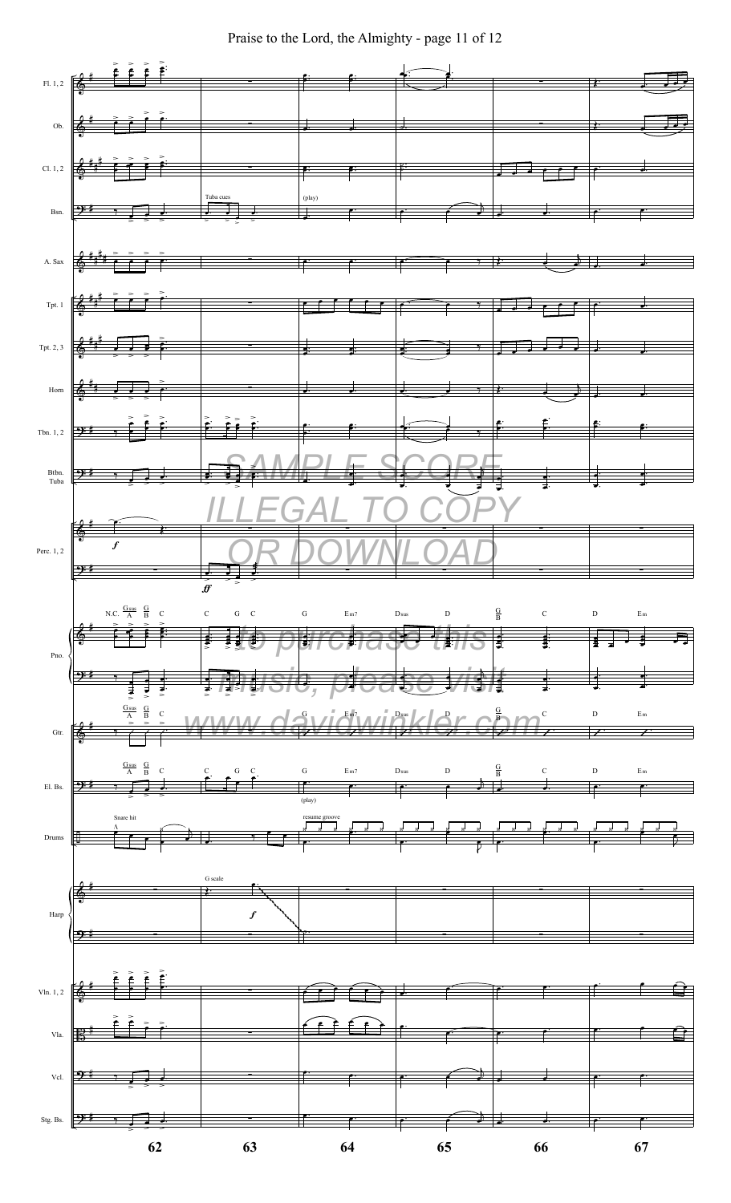SAMPLE SCORE
ILLEGAL TO COPY
OR DOWNLOAD

To purchase this music, please visit www.davidwinkler.com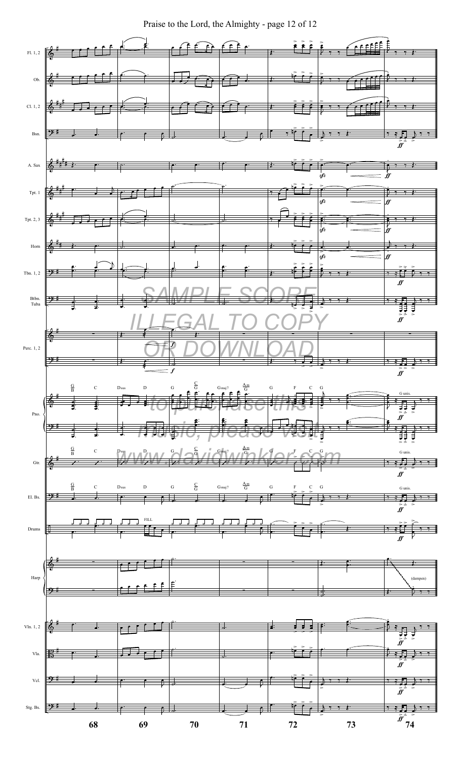SAMPLE SCORE

ILLEGAL TO COPY

OR DOWNLOAD

to purchase this

music, please visit

www.davidwinkler.com